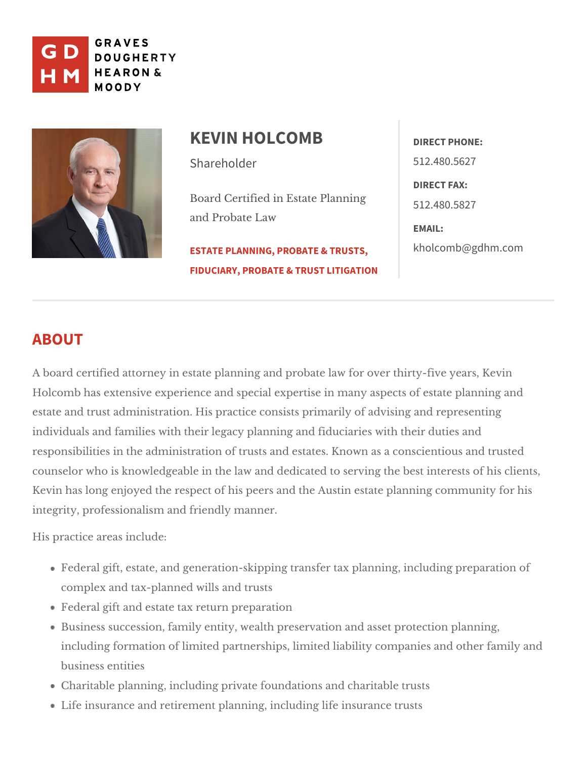GRAVES DOUGHERTY HEARON & MOODY

# KEVIN HOLCOMB

Shareholder

Board Certified in Estate Planning and Probate Law

ESTATE PLANNING, PROBATE & TRUSTS, FIDUCIARY, PROBATE & TRUST LITIGATION

**DIRECT PHONE:**
512.480.5627

**DIRECT FAX:**
512.480.5827

**EMAIL:**
kholcomb@gdhm.com

## ABOUT

A board certified attorney in estate planning and probate law for over thirty-five years, Kevin Holcomb has extensive experience and special expertise in many aspects of estate planning and estate and trust administration. His practice consists primarily of advising and representing individuals and families with their legacy planning and fiduciaries with their duties and responsibilities in the administration of trusts and estates. Known as a conscientious and trusted counselor who is knowledgeable in the law and dedicated to serving the best interests of his clients, Kevin has long enjoyed the respect of his peers and the Austin estate planning community for his integrity, professionalism and friendly manner.

His practice areas include:

- Federal gift, estate, and generation-skipping transfer tax planning, including preparation of complex and tax-planned wills and trusts
- Federal gift and estate tax return preparation
- Business succession, family entity, wealth preservation and asset protection planning, including formation of limited partnerships, limited liability companies and other family and business entities
- Charitable planning, including private foundations and charitable trusts
- Life insurance and retirement planning, including life insurance trusts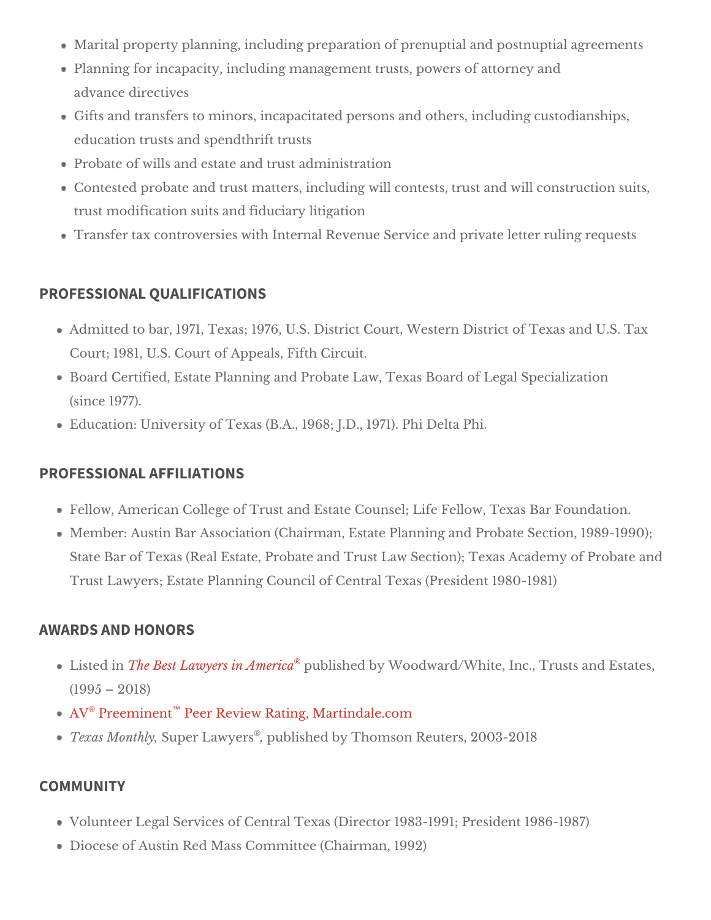- Marital property planning, including preparation of prenuptial and postnuptial agreements
- Planning for incapacity, including management trusts, powers of attorney and advance directives
- Gifts and transfers to minors, incapacitated persons and others, including custodianships, education trusts and spendthrift trusts
- Probate of wills and estate and trust administration
- Contested probate and trust matters, including will contests, trust and will construction suits, trust modification suits and fiduciary litigation
- Transfer tax controversies with Internal Revenue Service and private letter ruling requests

## PROFESSIONAL QUALIFICATIONS

- Admitted to bar, 1971, Texas; 1976, U.S. District Court, Western District of Texas and U.S. Tax Court; 1981, U.S. Court of Appeals, Fifth Circuit.
- Board Certified, Estate Planning and Probate Law, Texas Board of Legal Specialization (since 1977).
- Education: University of Texas (B.A., 1968; J.D., 1971). Phi Delta Phi.

## PROFESSIONAL AFFILIATIONS

- Fellow, American College of Trust and Estate Counsel; Life Fellow, Texas Bar Foundation.
- Member: Austin Bar Association (Chairman, Estate Planning and Probate Section, 1989-1990); State Bar of Texas (Real Estate, Probate and Trust Law Section); Texas Academy of Probate and Trust Lawyers; Estate Planning Council of Central Texas (President 1980-1981)

## AWARDS AND HONORS

- Listed in *The Best Lawyers in America®* published by Woodward/White, Inc., Trusts and Estates, (1995 – 2018)
- AV® Preeminent™ Peer Review Rating, Martindale.com
- *Texas Monthly,* Super Lawyers®, published by Thomson Reuters, 2003-2018

## COMMUNITY

- Volunteer Legal Services of Central Texas (Director 1983-1991; President 1986-1987)
- Diocese of Austin Red Mass Committee (Chairman, 1992)